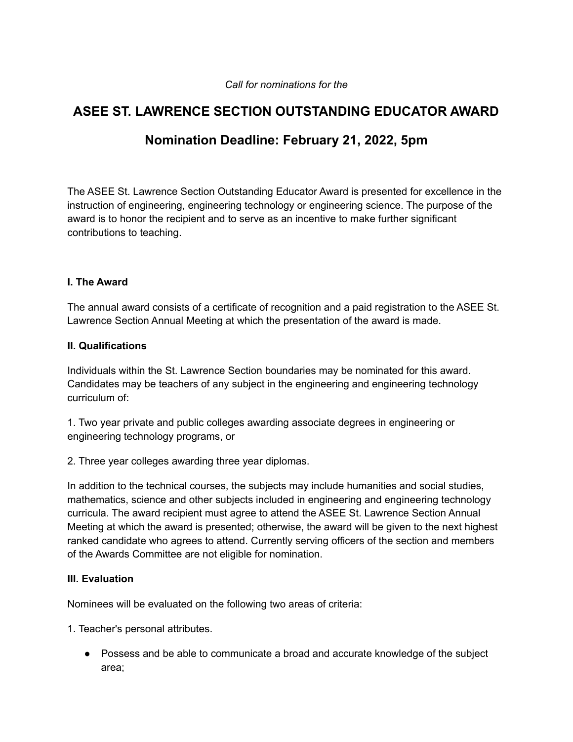*Call for nominations for the*

# ASEE ST. LAWRENCE SECTION OUTSTANDING EDUCATOR AWARD

## Nomination Deadline: February 21, 2022, 5pm

The ASEE St. Lawrence Section Outstanding Educator Award is presented for excellence in the instruction of engineering, engineering technology or engineering science. The purpose of the award is to honor the recipient and to serve as an incentive to make further significant contributions to teaching.

**I. The Award**

The annual award consists of a certificate of recognition and a paid registration to the ASEE St. Lawrence Section Annual Meeting at which the presentation of the award is made.

**II. Qualifications**

Individuals within the St. Lawrence Section boundaries may be nominated for this award. Candidates may be teachers of any subject in the engineering and engineering technology curriculum of:

1. Two year private and public colleges awarding associate degrees in engineering or engineering technology programs, or

2. Three year colleges awarding three year diplomas.

In addition to the technical courses, the subjects may include humanities and social studies, mathematics, science and other subjects included in engineering and engineering technology curricula. The award recipient must agree to attend the ASEE St. Lawrence Section Annual Meeting at which the award is presented; otherwise, the award will be given to the next highest ranked candidate who agrees to attend. Currently serving officers of the section and members of the Awards Committee are not eligible for nomination.

**III. Evaluation**

Nominees will be evaluated on the following two areas of criteria:

1. Teacher's personal attributes.

- Possess and be able to communicate a broad and accurate knowledge of the subject area;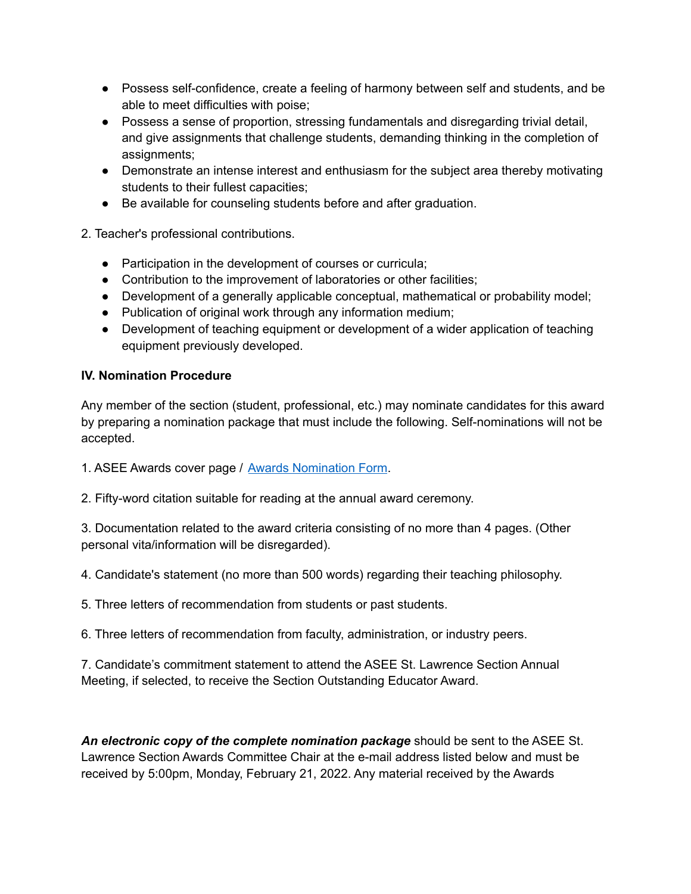- Possess self-confidence, create a feeling of harmony between self and students, and be able to meet difficulties with poise;
- Possess a sense of proportion, stressing fundamentals and disregarding trivial detail, and give assignments that challenge students, demanding thinking in the completion of assignments;
- Demonstrate an intense interest and enthusiasm for the subject area thereby motivating students to their fullest capacities;
- Be available for counseling students before and after graduation.

2. Teacher's professional contributions.

- Participation in the development of courses or curricula;
- Contribution to the improvement of laboratories or other facilities;
- Development of a generally applicable conceptual, mathematical or probability model;
- Publication of original work through any information medium;
- Development of teaching equipment or development of a wider application of teaching equipment previously developed.

**IV. Nomination Procedure**

Any member of the section (student, professional, etc.) may nominate candidates for this award by preparing a nomination package that must include the following. Self-nominations will not be accepted.

1. ASEE Awards cover page / Awards Nomination Form.

2. Fifty-word citation suitable for reading at the annual award ceremony.

3. Documentation related to the award criteria consisting of no more than 4 pages. (Other personal vita/information will be disregarded).

4. Candidate's statement (no more than 500 words) regarding their teaching philosophy.

5. Three letters of recommendation from students or past students.

6. Three letters of recommendation from faculty, administration, or industry peers.

7. Candidate's commitment statement to attend the ASEE St. Lawrence Section Annual Meeting, if selected, to receive the Section Outstanding Educator Award.

***An electronic copy of the complete nomination package*** should be sent to the ASEE St. Lawrence Section Awards Committee Chair at the e-mail address listed below and must be received by 5:00pm, Monday, February 21, 2022. Any material received by the Awards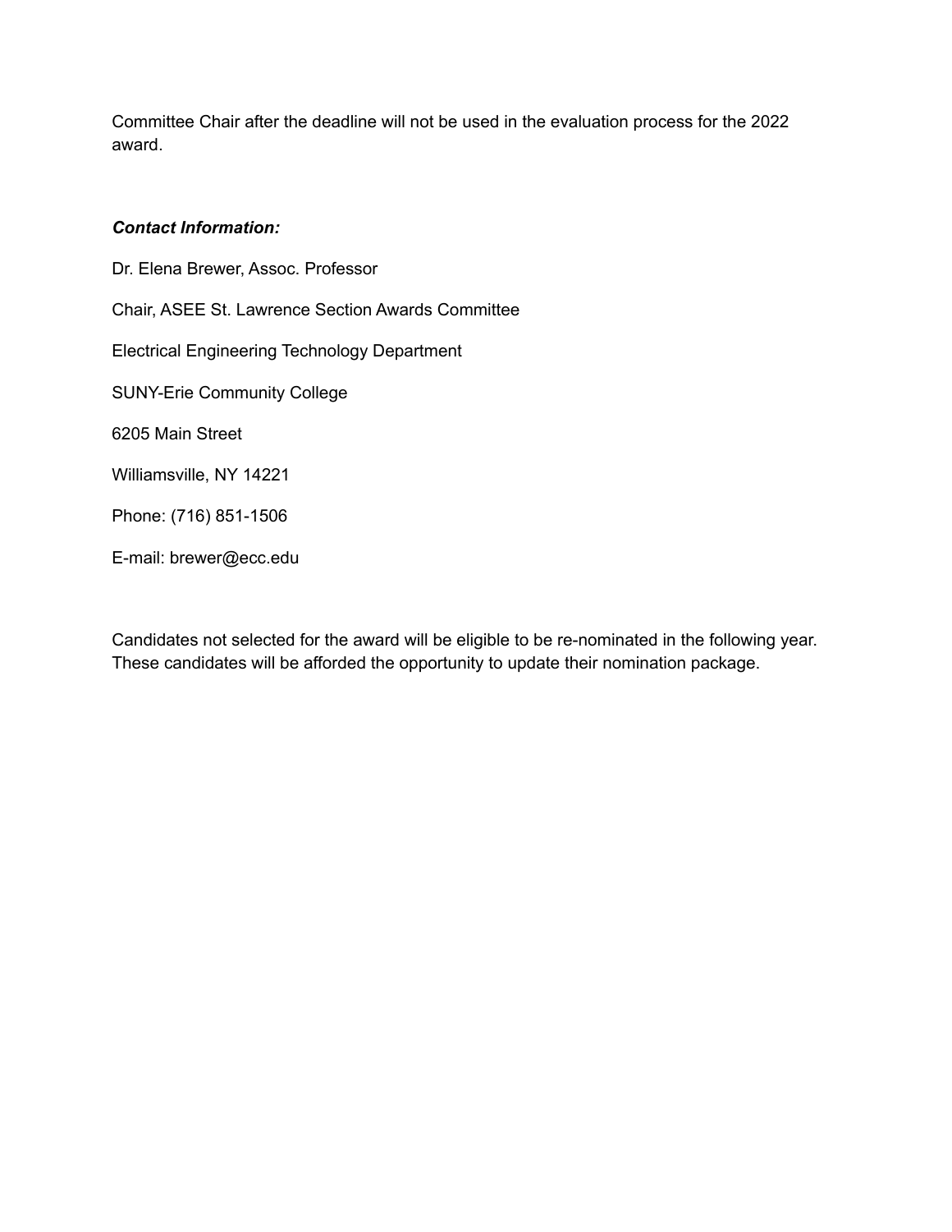Committee Chair after the deadline will not be used in the evaluation process for the 2022 award.

***Contact Information:***

Dr. Elena Brewer, Assoc. Professor

Chair, ASEE St. Lawrence Section Awards Committee

Electrical Engineering Technology Department

SUNY-Erie Community College

6205 Main Street

Williamsville, NY 14221

Phone: (716) 851-1506

E-mail: brewer@ecc.edu

Candidates not selected for the award will be eligible to be re-nominated in the following year. These candidates will be afforded the opportunity to update their nomination package.